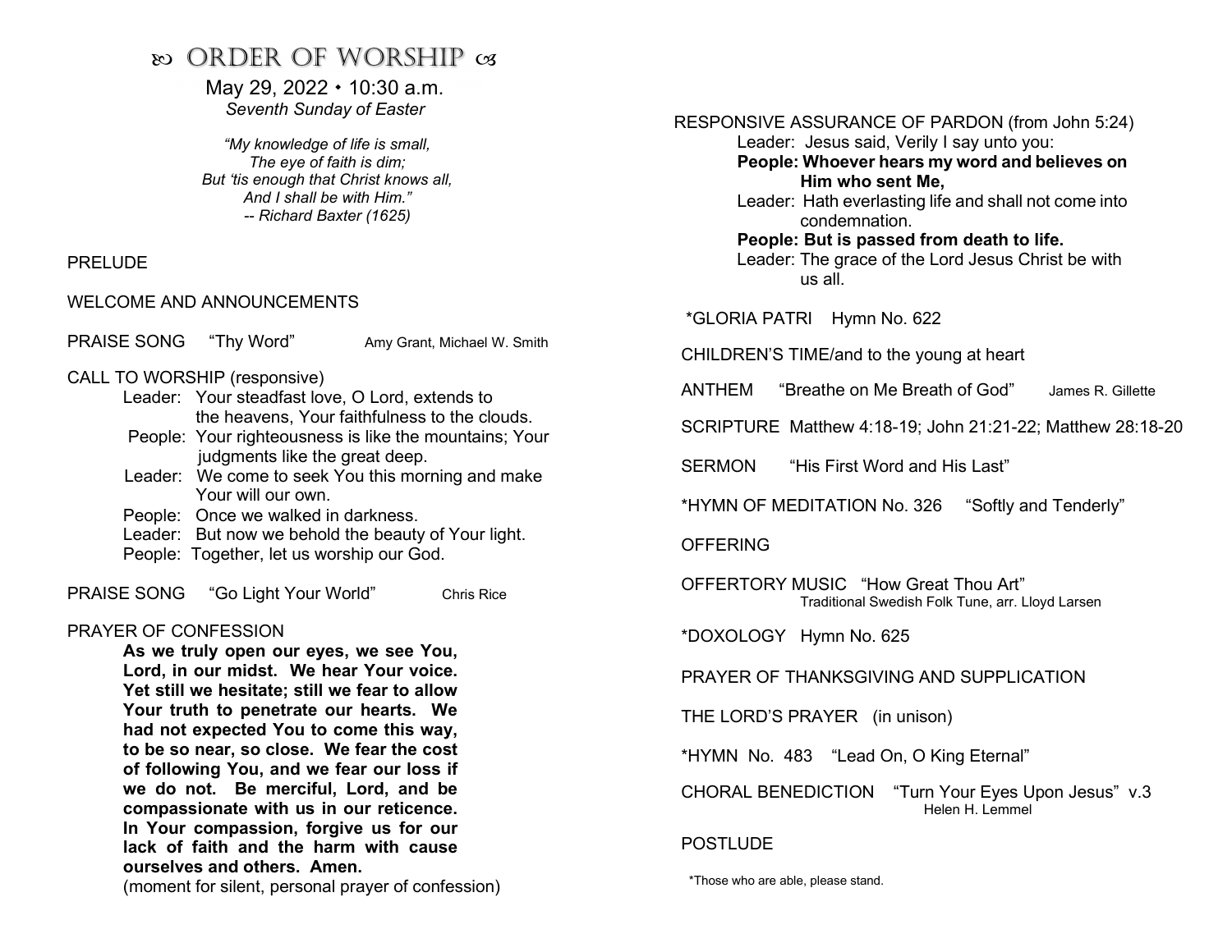# ꟹ ORDER OF WORSHIP ꟹ

May 29, 2022 • 10:30 a.m.

*Seventh Sunday of Easter*

*"My knowledge of life is small,*
*The eye of faith is dim;*
*But 'tis enough that Christ knows all,*
*And I shall be with Him."*
*-- Richard Baxter (1625)*

PRELUDE

WELCOME AND ANNOUNCEMENTS

PRAISE SONG "Thy Word" Amy Grant, Michael W. Smith

CALL TO WORSHIP (responsive)

Leader: Your steadfast love, O Lord, extends to the heavens, Your faithfulness to the clouds.
People: Your righteousness is like the mountains; Your judgments like the great deep.
Leader: We come to seek You this morning and make Your will our own.
People: Once we walked in darkness.
Leader: But now we behold the beauty of Your light.
People: Together, let us worship our God.

PRAISE SONG "Go Light Your World" Chris Rice

PRAYER OF CONFESSION

**As we truly open our eyes, we see You, Lord, in our midst. We hear Your voice. Yet still we hesitate; still we fear to allow Your truth to penetrate our hearts. We had not expected You to come this way, to be so near, so close. We fear the cost of following You, and we fear our loss if we do not. Be merciful, Lord, and be compassionate with us in our reticence. In Your compassion, forgive us for our lack of faith and the harm with cause ourselves and others. Amen.**

(moment for silent, personal prayer of confession)

RESPONSIVE ASSURANCE OF PARDON (from John 5:24)

Leader: Jesus said, Verily I say unto you:
**People: Whoever hears my word and believes on Him who sent Me,**
Leader: Hath everlasting life and shall not come into condemnation.
**People: But is passed from death to life.**
Leader: The grace of the Lord Jesus Christ be with us all.

*GLORIA PATRI Hymn No. 622

CHILDREN'S TIME/and to the young at heart

ANTHEM "Breathe on Me Breath of God" James R. Gillette

SCRIPTURE Matthew 4:18-19; John 21:21-22; Matthew 28:18-20

SERMON "His First Word and His Last"

*HYMN OF MEDITATION No. 326 "Softly and Tenderly"

OFFERING

OFFERTORY MUSIC "How Great Thou Art"
Traditional Swedish Folk Tune, arr. Lloyd Larsen

*DOXOLOGY Hymn No. 625

PRAYER OF THANKSGIVING AND SUPPLICATION

THE LORD'S PRAYER (in unison)

*HYMN No. 483 "Lead On, O King Eternal"

CHORAL BENEDICTION "Turn Your Eyes Upon Jesus" v.3
Helen H. Lemmel

POSTLUDE

*Those who are able, please stand.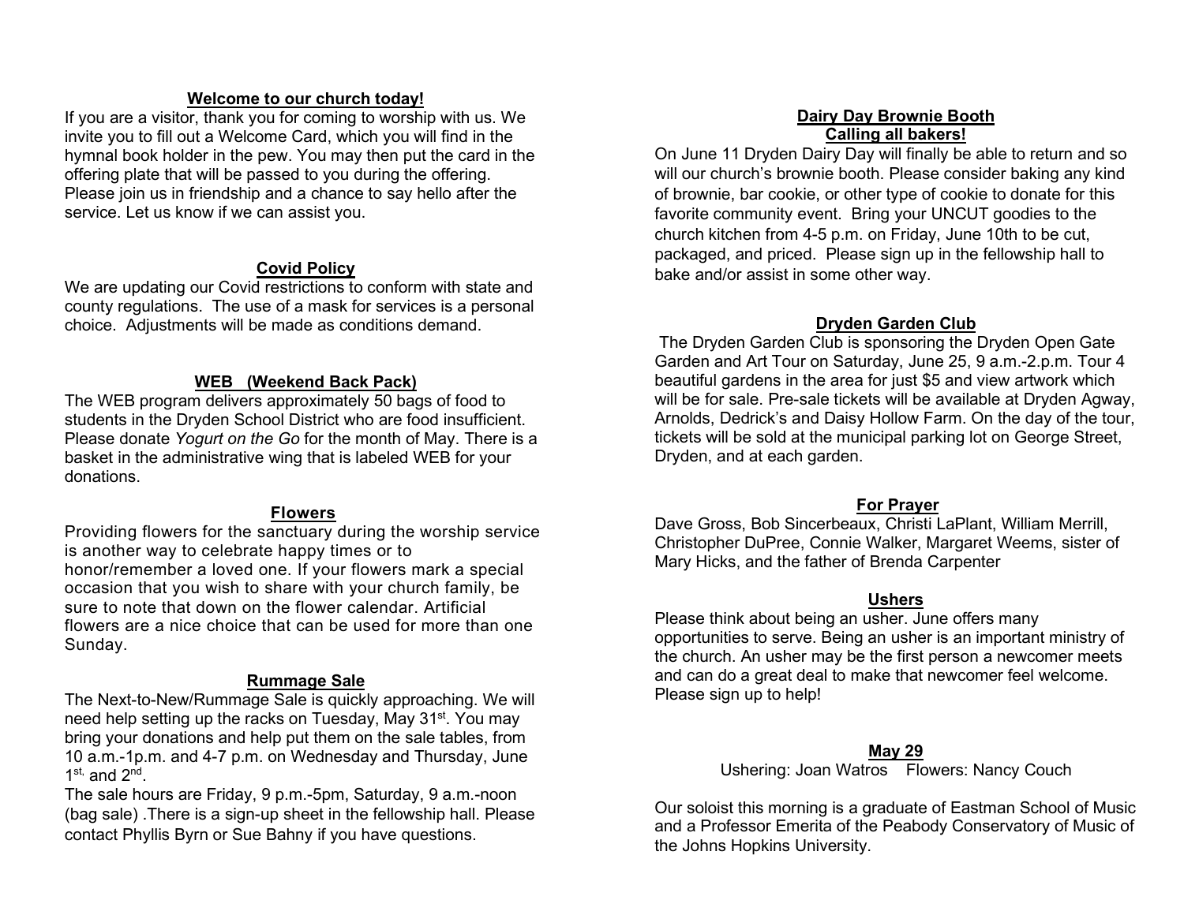## Welcome to our church today!

If you are a visitor, thank you for coming to worship with us. We invite you to fill out a Welcome Card, which you will find in the hymnal book holder in the pew. You may then put the card in the offering plate that will be passed to you during the offering. Please join us in friendship and a chance to say hello after the service. Let us know if we can assist you.

## Covid Policy

We are updating our Covid restrictions to conform with state and county regulations. The use of a mask for services is a personal choice. Adjustments will be made as conditions demand.

## WEB (Weekend Back Pack)

The WEB program delivers approximately 50 bags of food to students in the Dryden School District who are food insufficient. Please donate *Yogurt on the Go* for the month of May. There is a basket in the administrative wing that is labeled WEB for your donations.

## Flowers

Providing flowers for the sanctuary during the worship service is another way to celebrate happy times or to honor/remember a loved one. If your flowers mark a special occasion that you wish to share with your church family, be sure to note that down on the flower calendar. Artificial flowers are a nice choice that can be used for more than one Sunday.

## Rummage Sale

The Next-to-New/Rummage Sale is quickly approaching. We will need help setting up the racks on Tuesday, May 31st. You may bring your donations and help put them on the sale tables, from 10 a.m.-1p.m. and 4-7 p.m. on Wednesday and Thursday, June 1st, and 2nd.

The sale hours are Friday, 9 p.m.-5pm, Saturday, 9 a.m.-noon (bag sale) .There is a sign-up sheet in the fellowship hall. Please contact Phyllis Byrn or Sue Bahny if you have questions.

## Dairy Day Brownie Booth
## Calling all bakers!

On June 11 Dryden Dairy Day will finally be able to return and so will our church's brownie booth. Please consider baking any kind of brownie, bar cookie, or other type of cookie to donate for this favorite community event. Bring your UNCUT goodies to the church kitchen from 4-5 p.m. on Friday, June 10th to be cut, packaged, and priced. Please sign up in the fellowship hall to bake and/or assist in some other way.

## Dryden Garden Club

The Dryden Garden Club is sponsoring the Dryden Open Gate Garden and Art Tour on Saturday, June 25, 9 a.m.-2.p.m. Tour 4 beautiful gardens in the area for just $5 and view artwork which will be for sale. Pre-sale tickets will be available at Dryden Agway, Arnolds, Dedrick's and Daisy Hollow Farm. On the day of the tour, tickets will be sold at the municipal parking lot on George Street, Dryden, and at each garden.

## For Prayer

Dave Gross, Bob Sincerbeaux, Christi LaPlant, William Merrill, Christopher DuPree, Connie Walker, Margaret Weems, sister of Mary Hicks, and the father of Brenda Carpenter

## Ushers

Please think about being an usher. June offers many opportunities to serve. Being an usher is an important ministry of the church. An usher may be the first person a newcomer meets and can do a great deal to make that newcomer feel welcome. Please sign up to help!

## May 29

Ushering: Joan Watros    Flowers: Nancy Couch

Our soloist this morning is a graduate of Eastman School of Music and a Professor Emerita of the Peabody Conservatory of Music of the Johns Hopkins University.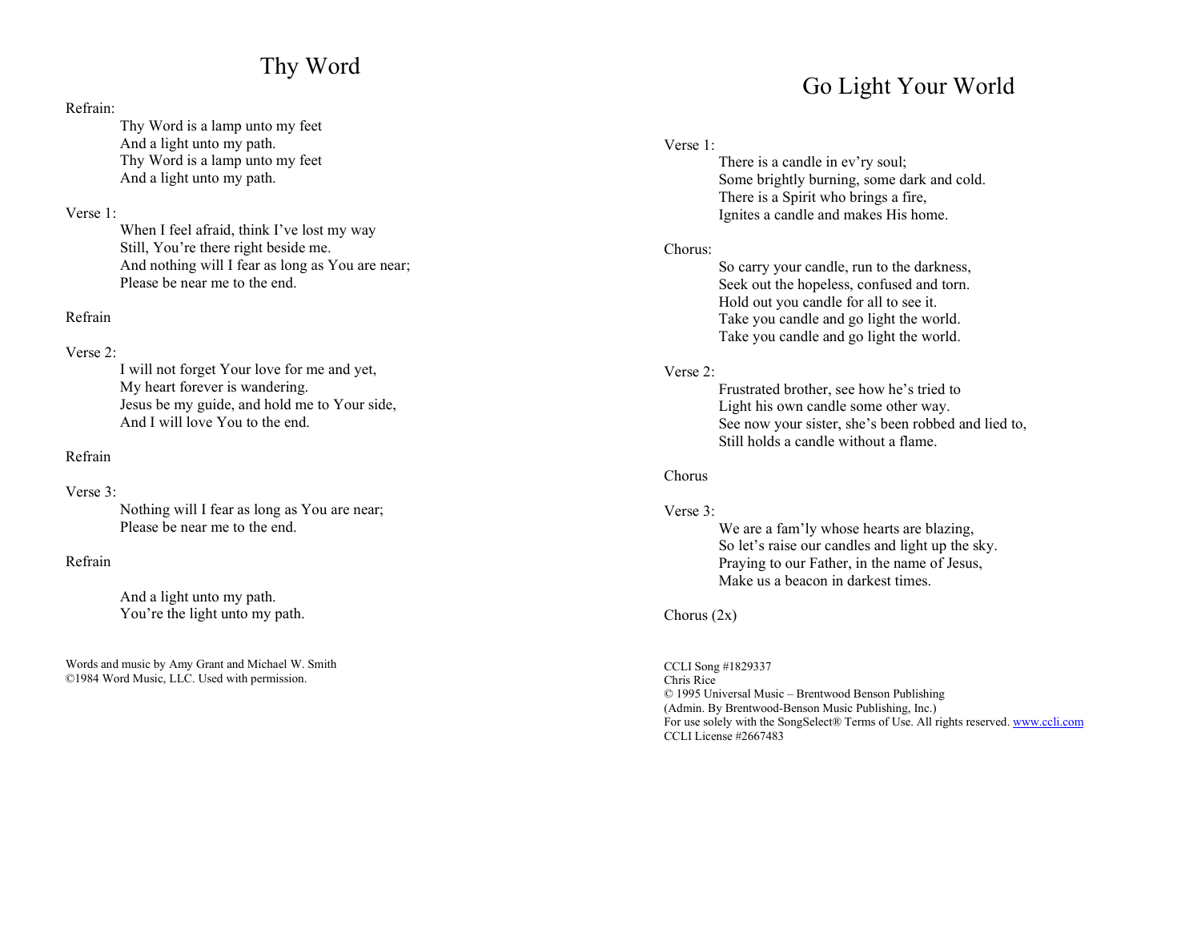# Thy Word

Refrain:

Thy Word is a lamp unto my feet
And a light unto my path.
Thy Word is a lamp unto my feet
And a light unto my path.

Verse 1:

When I feel afraid, think I've lost my way
Still, You're there right beside me.
And nothing will I fear as long as You are near;
Please be near me to the end.

Refrain

Verse 2:

I will not forget Your love for me and yet,
My heart forever is wandering.
Jesus be my guide, and hold me to Your side,
And I will love You to the end.

Refrain

Verse 3:

Nothing will I fear as long as You are near;
Please be near me to the end.

Refrain

And a light unto my path.
You're the light unto my path.

Words and music by Amy Grant and Michael W. Smith
©1984 Word Music, LLC. Used with permission.

# Go Light Your World

Verse 1:

There is a candle in ev'ry soul;
Some brightly burning, some dark and cold.
There is a Spirit who brings a fire,
Ignites a candle and makes His home.

Chorus:

So carry your candle, run to the darkness,
Seek out the hopeless, confused and torn.
Hold out you candle for all to see it.
Take you candle and go light the world.
Take you candle and go light the world.

Verse 2:

Frustrated brother, see how he's tried to
Light his own candle some other way.
See now your sister, she's been robbed and lied to,
Still holds a candle without a flame.

Chorus

Verse 3:

We are a fam'ly whose hearts are blazing,
So let's raise our candles and light up the sky.
Praying to our Father, in the name of Jesus,
Make us a beacon in darkest times.

Chorus (2x)

CCLI Song #1829337
Chris Rice
© 1995 Universal Music – Brentwood Benson Publishing
(Admin. By Brentwood-Benson Music Publishing, Inc.)
For use solely with the SongSelect® Terms of Use. All rights reserved. www.ccli.com
CCLI License #2667483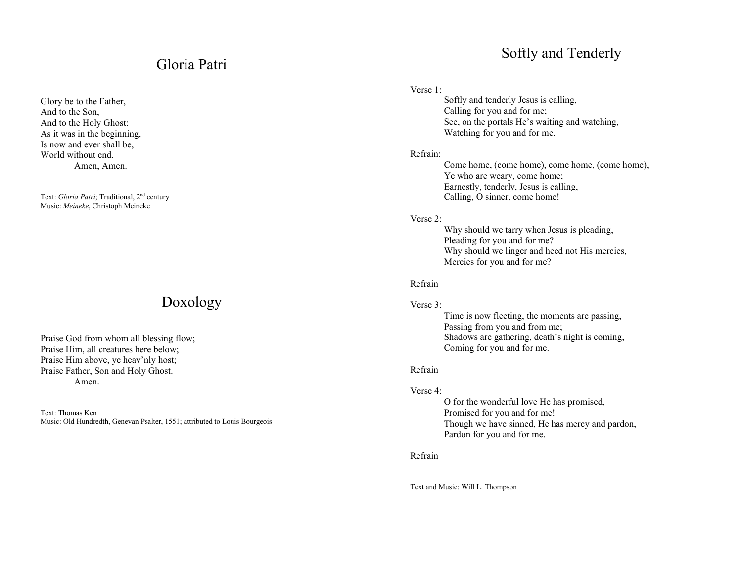## Gloria Patri

Glory be to the Father,  
And to the Son,  
And to the Holy Ghost:  
As it was in the beginning,  
Is now and ever shall be,  
World without end.  
Amen, Amen.

Text: *Gloria Patri*; Traditional, 2nd century  
Music: *Meineke*, Christoph Meineke

## Doxology

Praise God from whom all blessing flow;  
Praise Him, all creatures here below;  
Praise Him above, ye heav'nly host;  
Praise Father, Son and Holy Ghost.  
Amen.

Text: Thomas Ken  
Music: Old Hundredth, Genevan Psalter, 1551; attributed to Louis Bourgeois

## Softly and Tenderly

Verse 1:  
Softly and tenderly Jesus is calling,  
Calling for you and for me;  
See, on the portals He's waiting and watching,  
Watching for you and for me.

Refrain:  
Come home, (come home), come home, (come home),  
Ye who are weary, come home;  
Earnestly, tenderly, Jesus is calling,  
Calling, O sinner, come home!

Verse 2:  
Why should we tarry when Jesus is pleading,  
Pleading for you and for me?  
Why should we linger and heed not His mercies,  
Mercies for you and for me?

Refrain

Verse 3:  
Time is now fleeting, the moments are passing,  
Passing from you and from me;  
Shadows are gathering, death's night is coming,  
Coming for you and for me.

Refrain

Verse 4:  
O for the wonderful love He has promised,  
Promised for you and for me!  
Though we have sinned, He has mercy and pardon,  
Pardon for you and for me.

Refrain

Text and Music: Will L. Thompson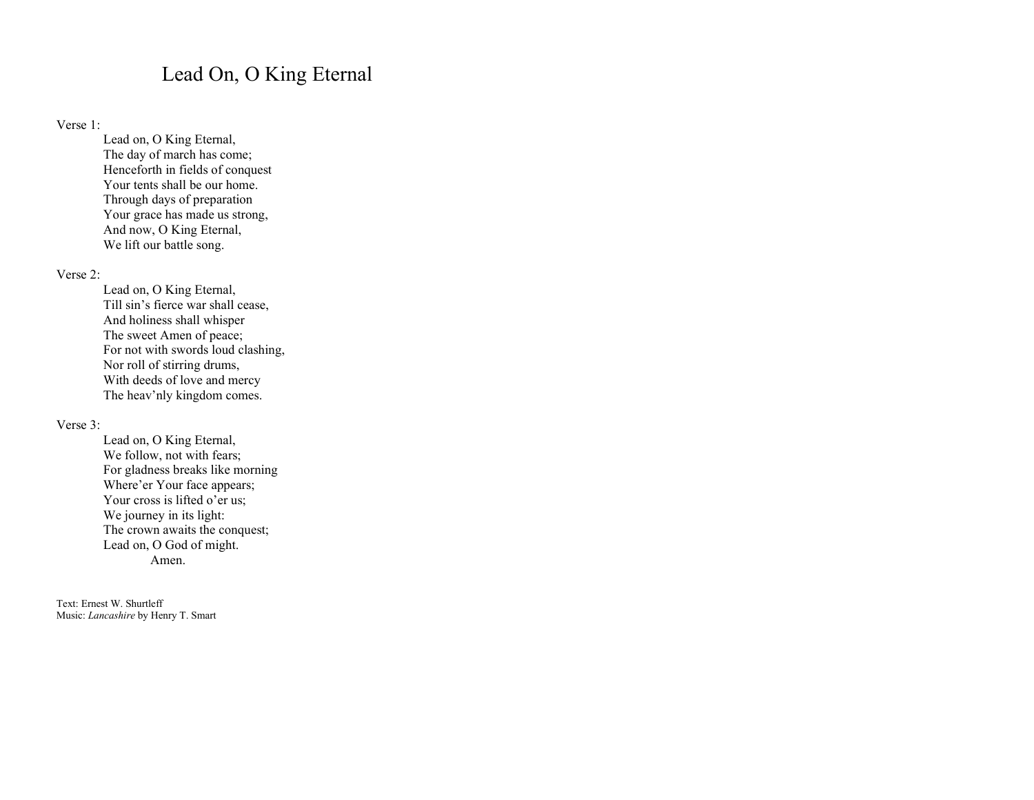# Lead On, O King Eternal

Verse 1:

Lead on, O King Eternal,  
The day of march has come;  
Henceforth in fields of conquest  
Your tents shall be our home.  
Through days of preparation  
Your grace has made us strong,  
And now, O King Eternal,  
We lift our battle song.

Verse 2:

Lead on, O King Eternal,  
Till sin's fierce war shall cease,  
And holiness shall whisper  
The sweet Amen of peace;  
For not with swords loud clashing,  
Nor roll of stirring drums,  
With deeds of love and mercy  
The heav'nly kingdom comes.

Verse 3:

Lead on, O King Eternal,  
We follow, not with fears;  
For gladness breaks like morning  
Where'er Your face appears;  
Your cross is lifted o'er us;  
We journey in its light:  
The crown awaits the conquest;  
Lead on, O God of might.  
Amen.

Text: Ernest W. Shurtleff  
Music: *Lancashire* by Henry T. Smart